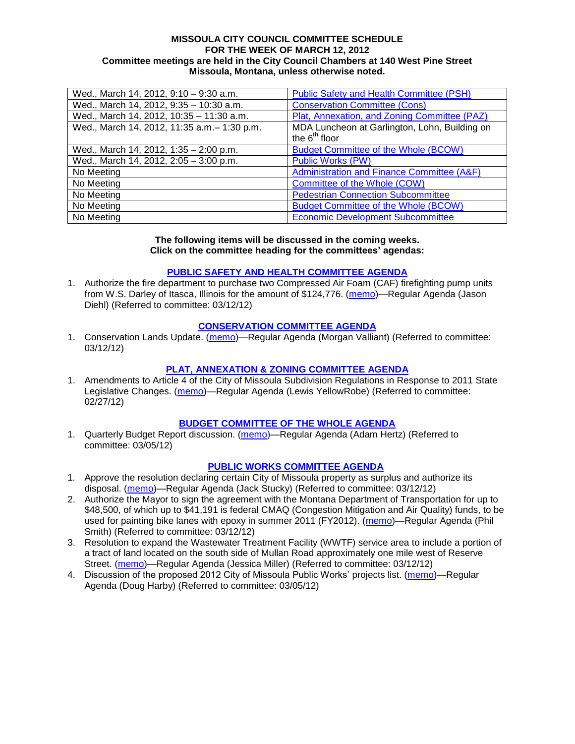**MISSOULA CITY COUNCIL COMMITTEE SCHEDULE**
**FOR THE WEEK OF MARCH 12, 2012**
**Committee meetings are held in the City Council Chambers at 140 West Pine Street Missoula, Montana, unless otherwise noted.**

| | |
|---|---|
| Wed., March 14, 2012, 9:10 – 9:30 a.m. | Public Safety and Health Committee (PSH) |
| Wed., March 14, 2012, 9:35 – 10:30 a.m. | Conservation Committee (Cons) |
| Wed., March 14, 2012, 10:35 – 11:30 a.m. | Plat, Annexation, and Zoning Committee (PAZ) |
| Wed., March 14, 2012, 11:35 a.m.– 1:30 p.m. | MDA Luncheon at Garlington, Lohn, Building on the 6th floor |
| Wed., March 14, 2012, 1:35 – 2:00 p.m. | Budget Committee of the Whole (BCOW) |
| Wed., March 14, 2012, 2:05 – 3:00 p.m. | Public Works (PW) |
| No Meeting | Administration and Finance Committee (A&F) |
| No Meeting | Committee of the Whole (COW) |
| No Meeting | Pedestrian Connection Subcommittee |
| No Meeting | Budget Committee of the Whole (BCOW) |
| No Meeting | Economic Development Subcommittee |

**The following items will be discussed in the coming weeks. Click on the committee heading for the committees' agendas:**

### PUBLIC SAFETY AND HEALTH COMMITTEE AGENDA

1. Authorize the fire department to purchase two Compressed Air Foam (CAF) firefighting pump units from W.S. Darley of Itasca, Illinois for the amount of $124,776. (memo)—Regular Agenda (Jason Diehl) (Referred to committee: 03/12/12)

### CONSERVATION COMMITTEE AGENDA

1. Conservation Lands Update. (memo)—Regular Agenda (Morgan Valliant) (Referred to committee: 03/12/12)

### PLAT, ANNEXATION & ZONING COMMITTEE AGENDA

1. Amendments to Article 4 of the City of Missoula Subdivision Regulations in Response to 2011 State Legislative Changes. (memo)—Regular Agenda (Lewis YellowRobe) (Referred to committee: 02/27/12)

### BUDGET COMMITTEE OF THE WHOLE AGENDA

1. Quarterly Budget Report discussion. (memo)—Regular Agenda (Adam Hertz) (Referred to committee: 03/05/12)

### PUBLIC WORKS COMMITTEE AGENDA

1. Approve the resolution declaring certain City of Missoula property as surplus and authorize its disposal. (memo)—Regular Agenda (Jack Stucky) (Referred to committee: 03/12/12)
2. Authorize the Mayor to sign the agreement with the Montana Department of Transportation for up to $48,500, of which up to $41,191 is federal CMAQ (Congestion Mitigation and Air Quality) funds, to be used for painting bike lanes with epoxy in summer 2011 (FY2012). (memo)—Regular Agenda (Phil Smith) (Referred to committee: 03/12/12)
3. Resolution to expand the Wastewater Treatment Facility (WWTF) service area to include a portion of a tract of land located on the south side of Mullan Road approximately one mile west of Reserve Street. (memo)—Regular Agenda (Jessica Miller) (Referred to committee: 03/12/12)
4. Discussion of the proposed 2012 City of Missoula Public Works' projects list. (memo)—Regular Agenda (Doug Harby) (Referred to committee: 03/05/12)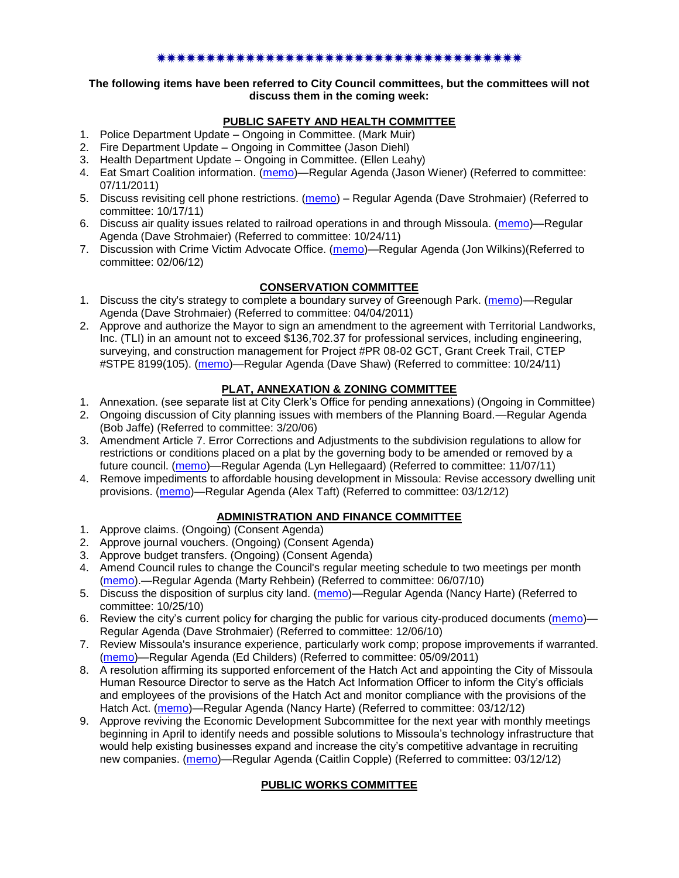✷✷✷✷✷✷✷✷✷✷✷✷✷✷✷✷✷✷✷✷✷✷✷✷✷✷✷✷✷✷✷✷✷✷✷✷✷✷✷

**The following items have been referred to City Council committees, but the committees will not discuss them in the coming week:**

**PUBLIC SAFETY AND HEALTH COMMITTEE**

1. Police Department Update – Ongoing in Committee. (Mark Muir)
2. Fire Department Update – Ongoing in Committee (Jason Diehl)
3. Health Department Update – Ongoing in Committee. (Ellen Leahy)
4. Eat Smart Coalition information. (memo)—Regular Agenda (Jason Wiener) (Referred to committee: 07/11/2011)
5. Discuss revisiting cell phone restrictions. (memo) – Regular Agenda (Dave Strohmaier) (Referred to committee: 10/17/11)
6. Discuss air quality issues related to railroad operations in and through Missoula. (memo)—Regular Agenda (Dave Strohmaier) (Referred to committee: 10/24/11)
7. Discussion with Crime Victim Advocate Office. (memo)—Regular Agenda (Jon Wilkins)(Referred to committee: 02/06/12)

**CONSERVATION COMMITTEE**

1. Discuss the city's strategy to complete a boundary survey of Greenough Park. (memo)—Regular Agenda (Dave Strohmaier) (Referred to committee: 04/04/2011)
2. Approve and authorize the Mayor to sign an amendment to the agreement with Territorial Landworks, Inc. (TLI) in an amount not to exceed $136,702.37 for professional services, including engineering, surveying, and construction management for Project #PR 08-02 GCT, Grant Creek Trail, CTEP #STPE 8199(105). (memo)—Regular Agenda (Dave Shaw) (Referred to committee: 10/24/11)

**PLAT, ANNEXATION & ZONING COMMITTEE**

1. Annexation. (see separate list at City Clerk's Office for pending annexations) (Ongoing in Committee)
2. Ongoing discussion of City planning issues with members of the Planning Board.—Regular Agenda (Bob Jaffe) (Referred to committee: 3/20/06)
3. Amendment Article 7. Error Corrections and Adjustments to the subdivision regulations to allow for restrictions or conditions placed on a plat by the governing body to be amended or removed by a future council. (memo)—Regular Agenda (Lyn Hellegaard) (Referred to committee: 11/07/11)
4. Remove impediments to affordable housing development in Missoula: Revise accessory dwelling unit provisions. (memo)—Regular Agenda (Alex Taft) (Referred to committee: 03/12/12)

**ADMINISTRATION AND FINANCE COMMITTEE**

1. Approve claims. (Ongoing) (Consent Agenda)
2. Approve journal vouchers. (Ongoing) (Consent Agenda)
3. Approve budget transfers. (Ongoing) (Consent Agenda)
4. Amend Council rules to change the Council's regular meeting schedule to two meetings per month (memo).—Regular Agenda (Marty Rehbein) (Referred to committee: 06/07/10)
5. Discuss the disposition of surplus city land. (memo)—Regular Agenda (Nancy Harte) (Referred to committee: 10/25/10)
6. Review the city's current policy for charging the public for various city-produced documents (memo)—Regular Agenda (Dave Strohmaier) (Referred to committee: 12/06/10)
7. Review Missoula's insurance experience, particularly work comp; propose improvements if warranted. (memo)—Regular Agenda (Ed Childers) (Referred to committee: 05/09/2011)
8. A resolution affirming its supported enforcement of the Hatch Act and appointing the City of Missoula Human Resource Director to serve as the Hatch Act Information Officer to inform the City's officials and employees of the provisions of the Hatch Act and monitor compliance with the provisions of the Hatch Act. (memo)—Regular Agenda (Nancy Harte) (Referred to committee: 03/12/12)
9. Approve reviving the Economic Development Subcommittee for the next year with monthly meetings beginning in April to identify needs and possible solutions to Missoula's technology infrastructure that would help existing businesses expand and increase the city's competitive advantage in recruiting new companies. (memo)—Regular Agenda (Caitlin Copple) (Referred to committee: 03/12/12)

**PUBLIC WORKS COMMITTEE**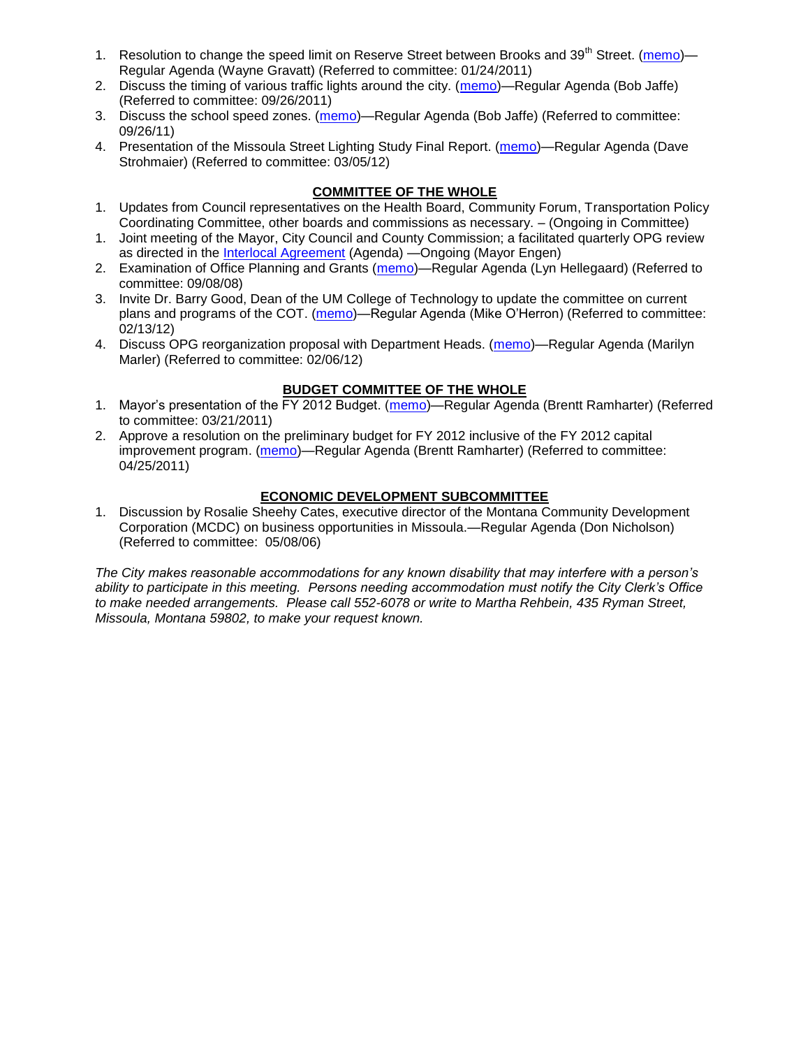1. Resolution to change the speed limit on Reserve Street between Brooks and 39th Street. (memo)—Regular Agenda (Wayne Gravatt) (Referred to committee: 01/24/2011)
2. Discuss the timing of various traffic lights around the city. (memo)—Regular Agenda (Bob Jaffe) (Referred to committee: 09/26/2011)
3. Discuss the school speed zones. (memo)—Regular Agenda (Bob Jaffe) (Referred to committee: 09/26/11)
4. Presentation of the Missoula Street Lighting Study Final Report. (memo)—Regular Agenda (Dave Strohmaier) (Referred to committee: 03/05/12)

## COMMITTEE OF THE WHOLE

1. Updates from Council representatives on the Health Board, Community Forum, Transportation Policy Coordinating Committee, other boards and commissions as necessary. – (Ongoing in Committee)
1. Joint meeting of the Mayor, City Council and County Commission; a facilitated quarterly OPG review as directed in the Interlocal Agreement (Agenda) —Ongoing (Mayor Engen)
2. Examination of Office Planning and Grants (memo)—Regular Agenda (Lyn Hellegaard) (Referred to committee: 09/08/08)
3. Invite Dr. Barry Good, Dean of the UM College of Technology to update the committee on current plans and programs of the COT. (memo)—Regular Agenda (Mike O'Herron) (Referred to committee: 02/13/12)
4. Discuss OPG reorganization proposal with Department Heads. (memo)—Regular Agenda (Marilyn Marler) (Referred to committee: 02/06/12)

## BUDGET COMMITTEE OF THE WHOLE

1. Mayor's presentation of the FY 2012 Budget. (memo)—Regular Agenda (Brentt Ramharter) (Referred to committee: 03/21/2011)
2. Approve a resolution on the preliminary budget for FY 2012 inclusive of the FY 2012 capital improvement program. (memo)—Regular Agenda (Brentt Ramharter) (Referred to committee: 04/25/2011)

## ECONOMIC DEVELOPMENT SUBCOMMITTEE

1. Discussion by Rosalie Sheehy Cates, executive director of the Montana Community Development Corporation (MCDC) on business opportunities in Missoula.—Regular Agenda (Don Nicholson) (Referred to committee: 05/08/06)

*The City makes reasonable accommodations for any known disability that may interfere with a person's ability to participate in this meeting. Persons needing accommodation must notify the City Clerk's Office to make needed arrangements. Please call 552-6078 or write to Martha Rehbein, 435 Ryman Street, Missoula, Montana 59802, to make your request known.*